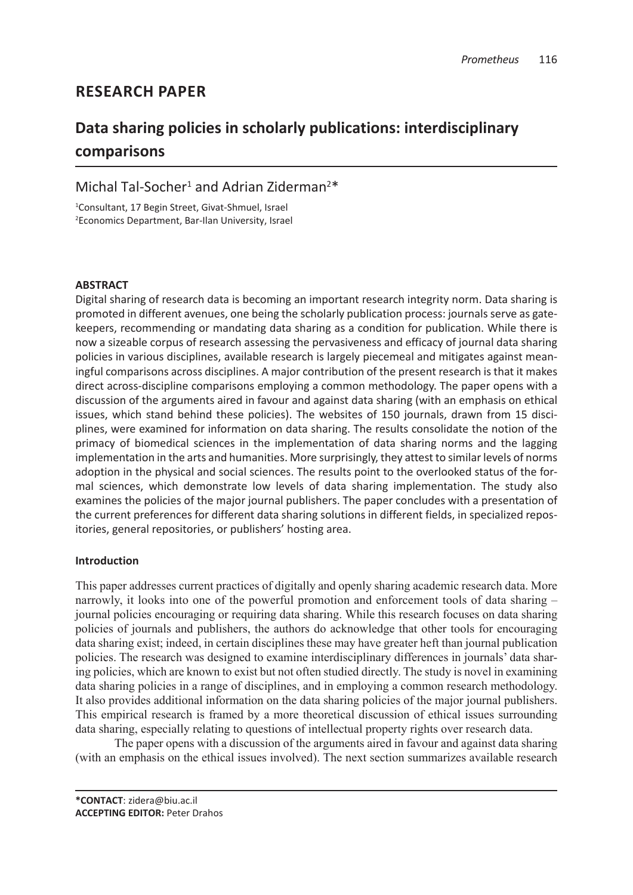## RESEARCH PAPER

# Data sharing policies in scholarly publications: interdisciplinary comparisons

Michal Tal-Socher[1] and Adrian Ziderman[2]*

[1]Consultant, 17 Begin Street, Givat-Shmuel, Israel
[2]Economics Department, Bar-Ilan University, Israel

### ABSTRACT

Digital sharing of research data is becoming an important research integrity norm. Data sharing is promoted in different avenues, one being the scholarly publication process: journals serve as gatekeepers, recommending or mandating data sharing as a condition for publication. While there is now a sizeable corpus of research assessing the pervasiveness and efficacy of journal data sharing policies in various disciplines, available research is largely piecemeal and mitigates against meaningful comparisons across disciplines. A major contribution of the present research is that it makes direct across-discipline comparisons employing a common methodology. The paper opens with a discussion of the arguments aired in favour and against data sharing (with an emphasis on ethical issues, which stand behind these policies). The websites of 150 journals, drawn from 15 disciplines, were examined for information on data sharing. The results consolidate the notion of the primacy of biomedical sciences in the implementation of data sharing norms and the lagging implementation in the arts and humanities. More surprisingly, they attest to similar levels of norms adoption in the physical and social sciences. The results point to the overlooked status of the formal sciences, which demonstrate low levels of data sharing implementation. The study also examines the policies of the major journal publishers. The paper concludes with a presentation of the current preferences for different data sharing solutions in different fields, in specialized repositories, general repositories, or publishers' hosting area.

### Introduction

This paper addresses current practices of digitally and openly sharing academic research data. More narrowly, it looks into one of the powerful promotion and enforcement tools of data sharing – journal policies encouraging or requiring data sharing. While this research focuses on data sharing policies of journals and publishers, the authors do acknowledge that other tools for encouraging data sharing exist; indeed, in certain disciplines these may have greater heft than journal publication policies. The research was designed to examine interdisciplinary differences in journals' data sharing policies, which are known to exist but not often studied directly. The study is novel in examining data sharing policies in a range of disciplines, and in employing a common research methodology. It also provides additional information on the data sharing policies of the major journal publishers. This empirical research is framed by a more theoretical discussion of ethical issues surrounding data sharing, especially relating to questions of intellectual property rights over research data.

The paper opens with a discussion of the arguments aired in favour and against data sharing (with an emphasis on the ethical issues involved). The next section summarizes available research

**\*CONTACT**: zidera@biu.ac.il
**ACCEPTING EDITOR:** Peter Drahos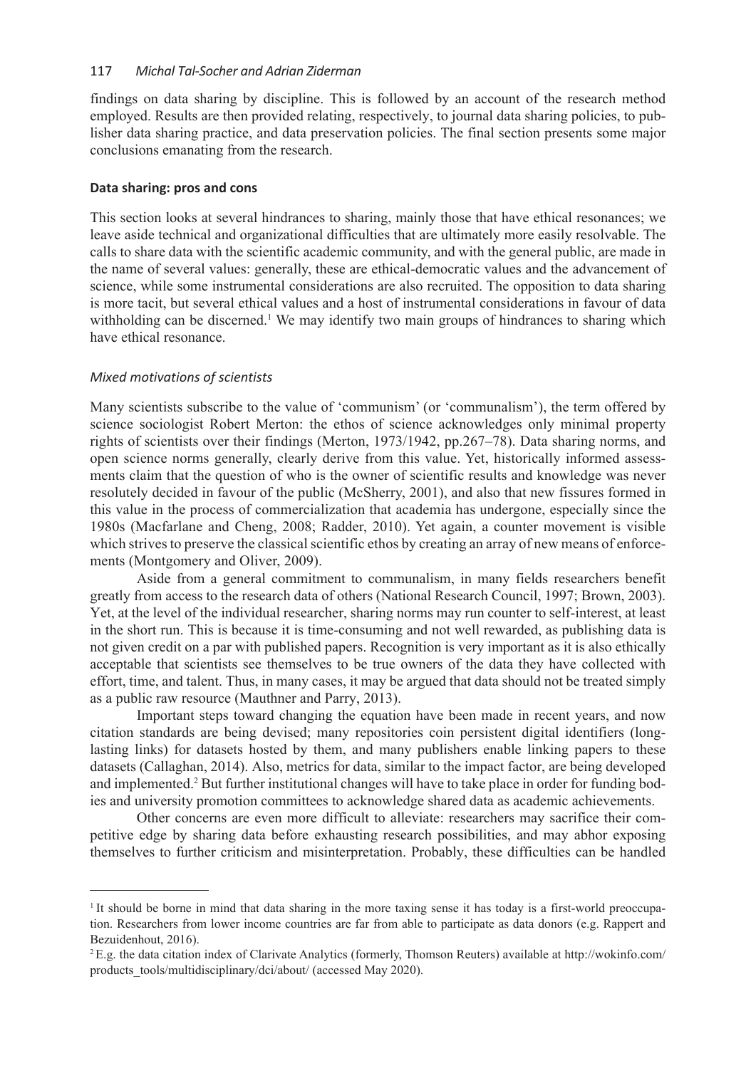findings on data sharing by discipline. This is followed by an account of the research method employed. Results are then provided relating, respectively, to journal data sharing policies, to publisher data sharing practice, and data preservation policies. The final section presents some major conclusions emanating from the research.

## Data sharing: pros and cons

This section looks at several hindrances to sharing, mainly those that have ethical resonances; we leave aside technical and organizational difficulties that are ultimately more easily resolvable. The calls to share data with the scientific academic community, and with the general public, are made in the name of several values: generally, these are ethical-democratic values and the advancement of science, while some instrumental considerations are also recruited. The opposition to data sharing is more tacit, but several ethical values and a host of instrumental considerations in favour of data withholding can be discerned.[1] We may identify two main groups of hindrances to sharing which have ethical resonance.

### *Mixed motivations of scientists*

Many scientists subscribe to the value of 'communism' (or 'communalism'), the term offered by science sociologist Robert Merton: the ethos of science acknowledges only minimal property rights of scientists over their findings (Merton, 1973/1942, pp.267–78). Data sharing norms, and open science norms generally, clearly derive from this value. Yet, historically informed assessments claim that the question of who is the owner of scientific results and knowledge was never resolutely decided in favour of the public (McSherry, 2001), and also that new fissures formed in this value in the process of commercialization that academia has undergone, especially since the 1980s (Macfarlane and Cheng, 2008; Radder, 2010). Yet again, a counter movement is visible which strives to preserve the classical scientific ethos by creating an array of new means of enforcements (Montgomery and Oliver, 2009).

Aside from a general commitment to communalism, in many fields researchers benefit greatly from access to the research data of others (National Research Council, 1997; Brown, 2003). Yet, at the level of the individual researcher, sharing norms may run counter to self-interest, at least in the short run. This is because it is time-consuming and not well rewarded, as publishing data is not given credit on a par with published papers. Recognition is very important as it is also ethically acceptable that scientists see themselves to be true owners of the data they have collected with effort, time, and talent. Thus, in many cases, it may be argued that data should not be treated simply as a public raw resource (Mauthner and Parry, 2013).

Important steps toward changing the equation have been made in recent years, and now citation standards are being devised; many repositories coin persistent digital identifiers (long-lasting links) for datasets hosted by them, and many publishers enable linking papers to these datasets (Callaghan, 2014). Also, metrics for data, similar to the impact factor, are being developed and implemented.[2] But further institutional changes will have to take place in order for funding bodies and university promotion committees to acknowledge shared data as academic achievements.

Other concerns are even more difficult to alleviate: researchers may sacrifice their competitive edge by sharing data before exhausting research possibilities, and may abhor exposing themselves to further criticism and misinterpretation. Probably, these difficulties can be handled

---

[1] It should be borne in mind that data sharing in the more taxing sense it has today is a first-world preoccupation. Researchers from lower income countries are far from able to participate as data donors (e.g. Rappert and Bezuidenhout, 2016).

[2] E.g. the data citation index of Clarivate Analytics (formerly, Thomson Reuters) available at http://wokinfo.com/products_tools/multidisciplinary/dci/about/ (accessed May 2020).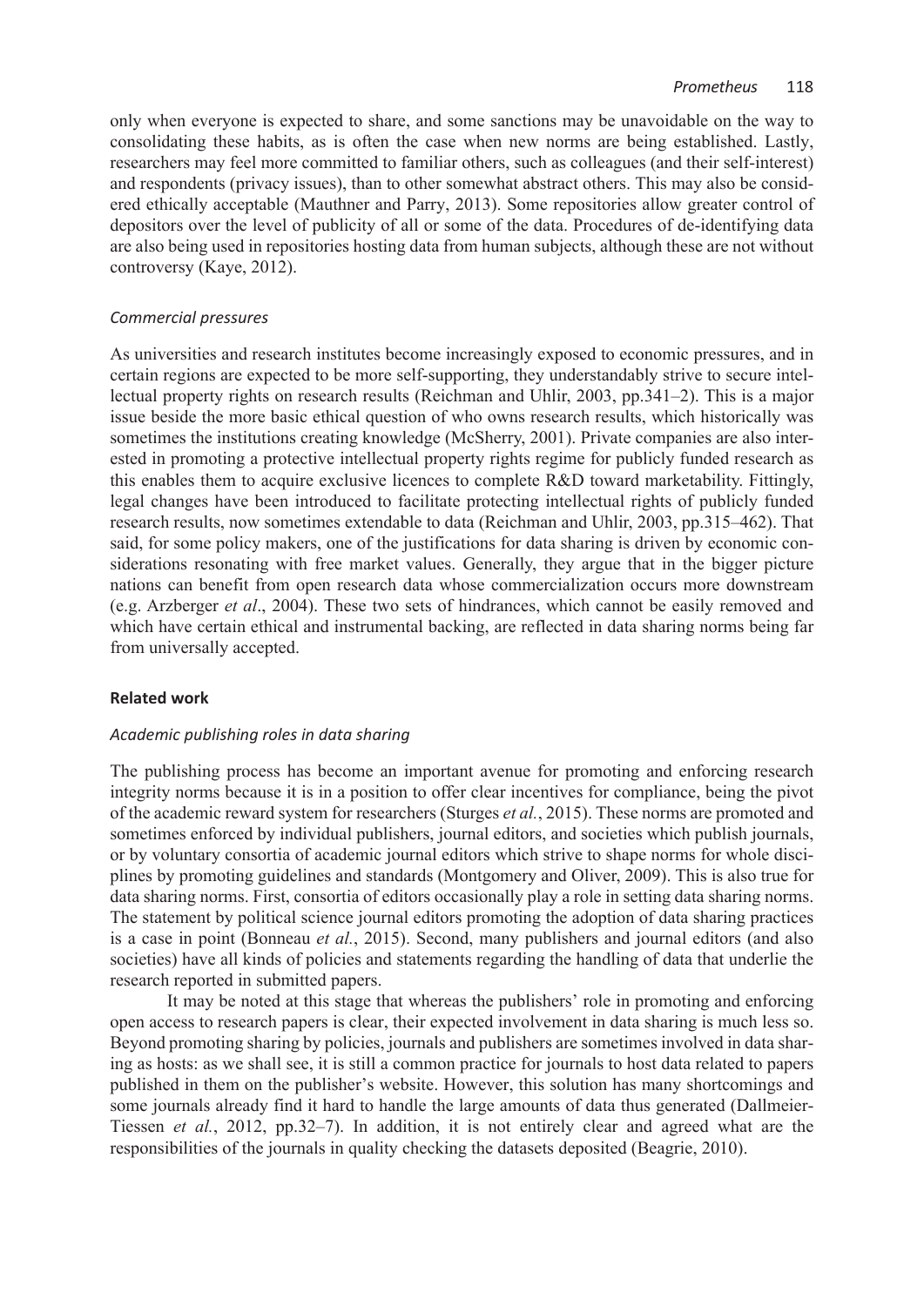only when everyone is expected to share, and some sanctions may be unavoidable on the way to consolidating these habits, as is often the case when new norms are being established. Lastly, researchers may feel more committed to familiar others, such as colleagues (and their self-interest) and respondents (privacy issues), than to other somewhat abstract others. This may also be considered ethically acceptable (Mauthner and Parry, 2013). Some repositories allow greater control of depositors over the level of publicity of all or some of the data. Procedures of de-identifying data are also being used in repositories hosting data from human subjects, although these are not without controversy (Kaye, 2012).

#### *Commercial pressures*

As universities and research institutes become increasingly exposed to economic pressures, and in certain regions are expected to be more self-supporting, they understandably strive to secure intellectual property rights on research results (Reichman and Uhlir, 2003, pp.341–2). This is a major issue beside the more basic ethical question of who owns research results, which historically was sometimes the institutions creating knowledge (McSherry, 2001). Private companies are also interested in promoting a protective intellectual property rights regime for publicly funded research as this enables them to acquire exclusive licences to complete R&D toward marketability. Fittingly, legal changes have been introduced to facilitate protecting intellectual rights of publicly funded research results, now sometimes extendable to data (Reichman and Uhlir, 2003, pp.315–462). That said, for some policy makers, one of the justifications for data sharing is driven by economic considerations resonating with free market values. Generally, they argue that in the bigger picture nations can benefit from open research data whose commercialization occurs more downstream (e.g. Arzberger *et al*., 2004). These two sets of hindrances, which cannot be easily removed and which have certain ethical and instrumental backing, are reflected in data sharing norms being far from universally accepted.

### **Related work**

#### *Academic publishing roles in data sharing*

The publishing process has become an important avenue for promoting and enforcing research integrity norms because it is in a position to offer clear incentives for compliance, being the pivot of the academic reward system for researchers (Sturges *et al.*, 2015). These norms are promoted and sometimes enforced by individual publishers, journal editors, and societies which publish journals, or by voluntary consortia of academic journal editors which strive to shape norms for whole disciplines by promoting guidelines and standards (Montgomery and Oliver, 2009). This is also true for data sharing norms. First, consortia of editors occasionally play a role in setting data sharing norms. The statement by political science journal editors promoting the adoption of data sharing practices is a case in point (Bonneau *et al.*, 2015). Second, many publishers and journal editors (and also societies) have all kinds of policies and statements regarding the handling of data that underlie the research reported in submitted papers.

It may be noted at this stage that whereas the publishers' role in promoting and enforcing open access to research papers is clear, their expected involvement in data sharing is much less so. Beyond promoting sharing by policies, journals and publishers are sometimes involved in data sharing as hosts: as we shall see, it is still a common practice for journals to host data related to papers published in them on the publisher's website. However, this solution has many shortcomings and some journals already find it hard to handle the large amounts of data thus generated (Dallmeier-Tiessen *et al.*, 2012, pp.32–7). In addition, it is not entirely clear and agreed what are the responsibilities of the journals in quality checking the datasets deposited (Beagrie, 2010).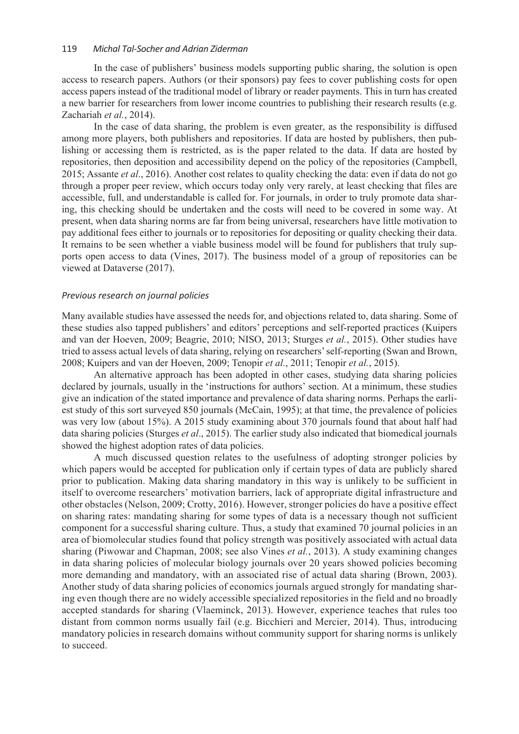In the case of publishers' business models supporting public sharing, the solution is open access to research papers. Authors (or their sponsors) pay fees to cover publishing costs for open access papers instead of the traditional model of library or reader payments. This in turn has created a new barrier for researchers from lower income countries to publishing their research results (e.g. Zachariah *et al.*, 2014).

In the case of data sharing, the problem is even greater, as the responsibility is diffused among more players, both publishers and repositories. If data are hosted by publishers, then publishing or accessing them is restricted, as is the paper related to the data. If data are hosted by repositories, then deposition and accessibility depend on the policy of the repositories (Campbell, 2015; Assante *et al*., 2016). Another cost relates to quality checking the data: even if data do not go through a proper peer review, which occurs today only very rarely, at least checking that files are accessible, full, and understandable is called for. For journals, in order to truly promote data sharing, this checking should be undertaken and the costs will need to be covered in some way. At present, when data sharing norms are far from being universal, researchers have little motivation to pay additional fees either to journals or to repositories for depositing or quality checking their data. It remains to be seen whether a viable business model will be found for publishers that truly supports open access to data (Vines, 2017). The business model of a group of repositories can be viewed at Dataverse (2017).

### *Previous research on journal policies*

Many available studies have assessed the needs for, and objections related to, data sharing. Some of these studies also tapped publishers' and editors' perceptions and self-reported practices (Kuipers and van der Hoeven, 2009; Beagrie, 2010; NISO, 2013; Sturges *et al.*, 2015). Other studies have tried to assess actual levels of data sharing, relying on researchers' self-reporting (Swan and Brown, 2008; Kuipers and van der Hoeven, 2009; Tenopir *et al.*, 2011; Tenopir *et al.*, 2015).

An alternative approach has been adopted in other cases, studying data sharing policies declared by journals, usually in the 'instructions for authors' section. At a minimum, these studies give an indication of the stated importance and prevalence of data sharing norms. Perhaps the earliest study of this sort surveyed 850 journals (McCain, 1995); at that time, the prevalence of policies was very low (about 15%). A 2015 study examining about 370 journals found that about half had data sharing policies (Sturges *et al*., 2015). The earlier study also indicated that biomedical journals showed the highest adoption rates of data policies.

A much discussed question relates to the usefulness of adopting stronger policies by which papers would be accepted for publication only if certain types of data are publicly shared prior to publication. Making data sharing mandatory in this way is unlikely to be sufficient in itself to overcome researchers' motivation barriers, lack of appropriate digital infrastructure and other obstacles (Nelson, 2009; Crotty, 2016). However, stronger policies do have a positive effect on sharing rates: mandating sharing for some types of data is a necessary though not sufficient component for a successful sharing culture. Thus, a study that examined 70 journal policies in an area of biomolecular studies found that policy strength was positively associated with actual data sharing (Piwowar and Chapman, 2008; see also Vines *et al.*, 2013). A study examining changes in data sharing policies of molecular biology journals over 20 years showed policies becoming more demanding and mandatory, with an associated rise of actual data sharing (Brown, 2003). Another study of data sharing policies of economics journals argued strongly for mandating sharing even though there are no widely accessible specialized repositories in the field and no broadly accepted standards for sharing (Vlaeminck, 2013). However, experience teaches that rules too distant from common norms usually fail (e.g. Bicchieri and Mercier, 2014). Thus, introducing mandatory policies in research domains without community support for sharing norms is unlikely to succeed.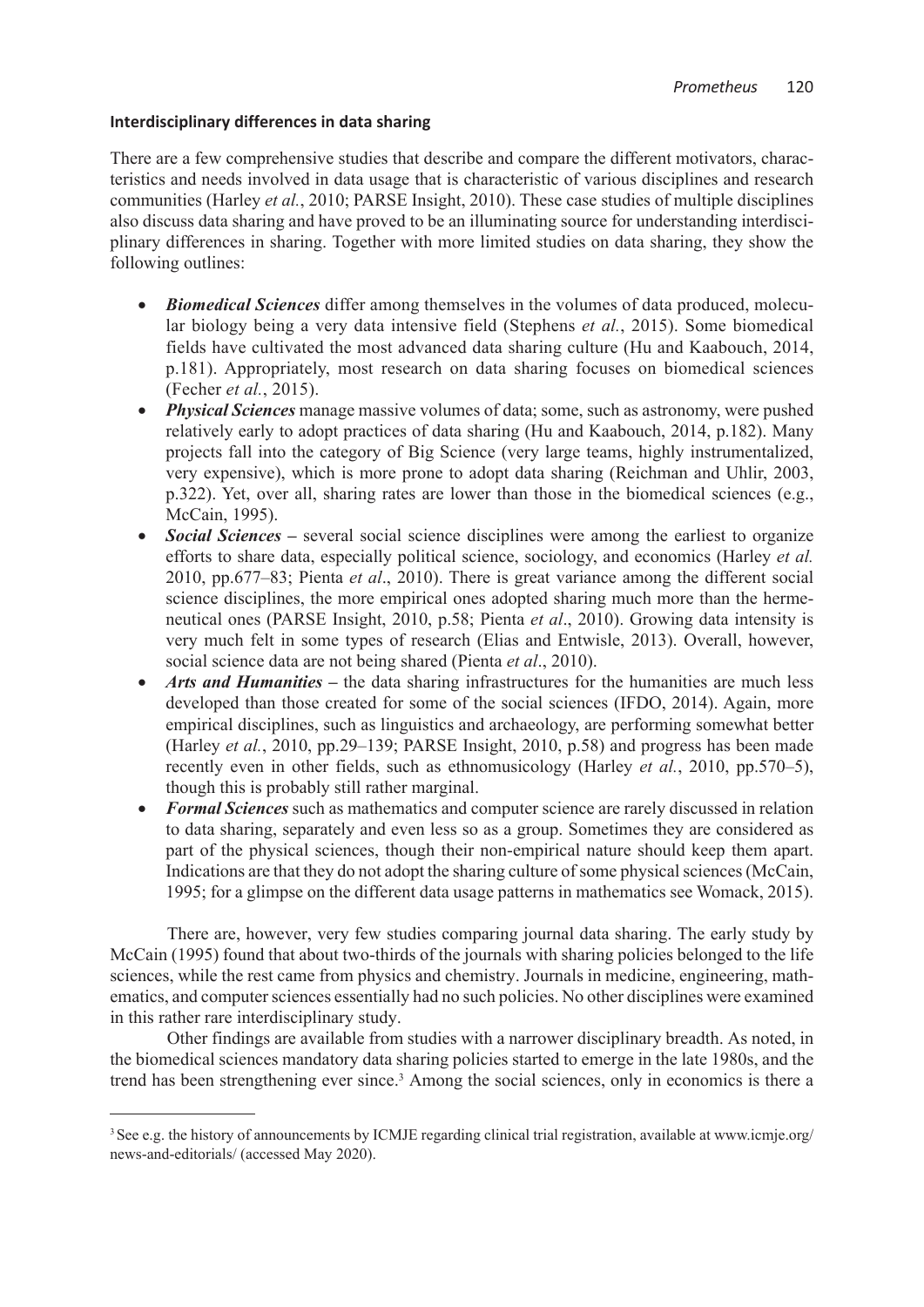#### Interdisciplinary differences in data sharing

There are a few comprehensive studies that describe and compare the different motivators, characteristics and needs involved in data usage that is characteristic of various disciplines and research communities (Harley *et al.*, 2010; PARSE Insight, 2010). These case studies of multiple disciplines also discuss data sharing and have proved to be an illuminating source for understanding interdisciplinary differences in sharing. Together with more limited studies on data sharing, they show the following outlines:

- ***Biomedical Sciences*** differ among themselves in the volumes of data produced, molecular biology being a very data intensive field (Stephens *et al.*, 2015). Some biomedical fields have cultivated the most advanced data sharing culture (Hu and Kaabouch, 2014, p.181). Appropriately, most research on data sharing focuses on biomedical sciences (Fecher *et al.*, 2015).
- ***Physical Sciences*** manage massive volumes of data; some, such as astronomy, were pushed relatively early to adopt practices of data sharing (Hu and Kaabouch, 2014, p.182). Many projects fall into the category of Big Science (very large teams, highly instrumentalized, very expensive), which is more prone to adopt data sharing (Reichman and Uhlir, 2003, p.322). Yet, over all, sharing rates are lower than those in the biomedical sciences (e.g., McCain, 1995).
- ***Social Sciences*** – several social science disciplines were among the earliest to organize efforts to share data, especially political science, sociology, and economics (Harley *et al.* 2010, pp.677–83; Pienta *et al*., 2010). There is great variance among the different social science disciplines, the more empirical ones adopted sharing much more than the hermeneutical ones (PARSE Insight, 2010, p.58; Pienta *et al*., 2010). Growing data intensity is very much felt in some types of research (Elias and Entwisle, 2013). Overall, however, social science data are not being shared (Pienta *et al*., 2010).
- ***Arts and Humanities*** – the data sharing infrastructures for the humanities are much less developed than those created for some of the social sciences (IFDO, 2014). Again, more empirical disciplines, such as linguistics and archaeology, are performing somewhat better (Harley *et al.*, 2010, pp.29–139; PARSE Insight, 2010, p.58) and progress has been made recently even in other fields, such as ethnomusicology (Harley *et al.*, 2010, pp.570–5), though this is probably still rather marginal.
- ***Formal Sciences*** such as mathematics and computer science are rarely discussed in relation to data sharing, separately and even less so as a group. Sometimes they are considered as part of the physical sciences, though their non-empirical nature should keep them apart. Indications are that they do not adopt the sharing culture of some physical sciences (McCain, 1995; for a glimpse on the different data usage patterns in mathematics see Womack, 2015).

There are, however, very few studies comparing journal data sharing. The early study by McCain (1995) found that about two-thirds of the journals with sharing policies belonged to the life sciences, while the rest came from physics and chemistry. Journals in medicine, engineering, mathematics, and computer sciences essentially had no such policies. No other disciplines were examined in this rather rare interdisciplinary study.

Other findings are available from studies with a narrower disciplinary breadth. As noted, in the biomedical sciences mandatory data sharing policies started to emerge in the late 1980s, and the trend has been strengthening ever since.[3] Among the social sciences, only in economics is there a

[3] See e.g. the history of announcements by ICMJE regarding clinical trial registration, available at www.icmje.org/news-and-editorials/ (accessed May 2020).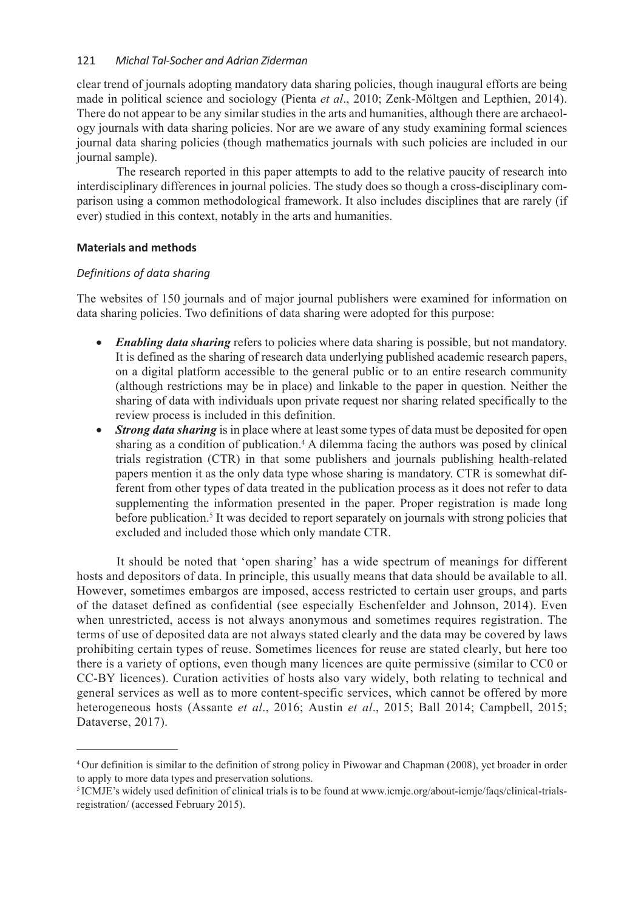clear trend of journals adopting mandatory data sharing policies, though inaugural efforts are being made in political science and sociology (Pienta *et al*., 2010; Zenk-Möltgen and Lepthien, 2014). There do not appear to be any similar studies in the arts and humanities, although there are archaeology journals with data sharing policies. Nor are we aware of any study examining formal sciences journal data sharing policies (though mathematics journals with such policies are included in our journal sample).

The research reported in this paper attempts to add to the relative paucity of research into interdisciplinary differences in journal policies. The study does so though a cross-disciplinary comparison using a common methodological framework. It also includes disciplines that are rarely (if ever) studied in this context, notably in the arts and humanities.

## Materials and methods

### *Definitions of data sharing*

The websites of 150 journals and of major journal publishers were examined for information on data sharing policies. Two definitions of data sharing were adopted for this purpose:

- ***Enabling data sharing*** refers to policies where data sharing is possible, but not mandatory. It is defined as the sharing of research data underlying published academic research papers, on a digital platform accessible to the general public or to an entire research community (although restrictions may be in place) and linkable to the paper in question. Neither the sharing of data with individuals upon private request nor sharing related specifically to the review process is included in this definition.
- ***Strong data sharing*** is in place where at least some types of data must be deposited for open sharing as a condition of publication.[4] A dilemma facing the authors was posed by clinical trials registration (CTR) in that some publishers and journals publishing health-related papers mention it as the only data type whose sharing is mandatory. CTR is somewhat different from other types of data treated in the publication process as it does not refer to data supplementing the information presented in the paper. Proper registration is made long before publication.[5] It was decided to report separately on journals with strong policies that excluded and included those which only mandate CTR.

It should be noted that 'open sharing' has a wide spectrum of meanings for different hosts and depositors of data. In principle, this usually means that data should be available to all. However, sometimes embargos are imposed, access restricted to certain user groups, and parts of the dataset defined as confidential (see especially Eschenfelder and Johnson, 2014). Even when unrestricted, access is not always anonymous and sometimes requires registration. The terms of use of deposited data are not always stated clearly and the data may be covered by laws prohibiting certain types of reuse. Sometimes licences for reuse are stated clearly, but here too there is a variety of options, even though many licences are quite permissive (similar to CC0 or CC-BY licences). Curation activities of hosts also vary widely, both relating to technical and general services as well as to more content-specific services, which cannot be offered by more heterogeneous hosts (Assante *et al*., 2016; Austin *et al*., 2015; Ball 2014; Campbell, 2015; Dataverse, 2017).

---

[4] Our definition is similar to the definition of strong policy in Piwowar and Chapman (2008), yet broader in order to apply to more data types and preservation solutions.

[5] ICMJE's widely used definition of clinical trials is to be found at www.icmje.org/about-icmje/faqs/clinical-trials-registration/ (accessed February 2015).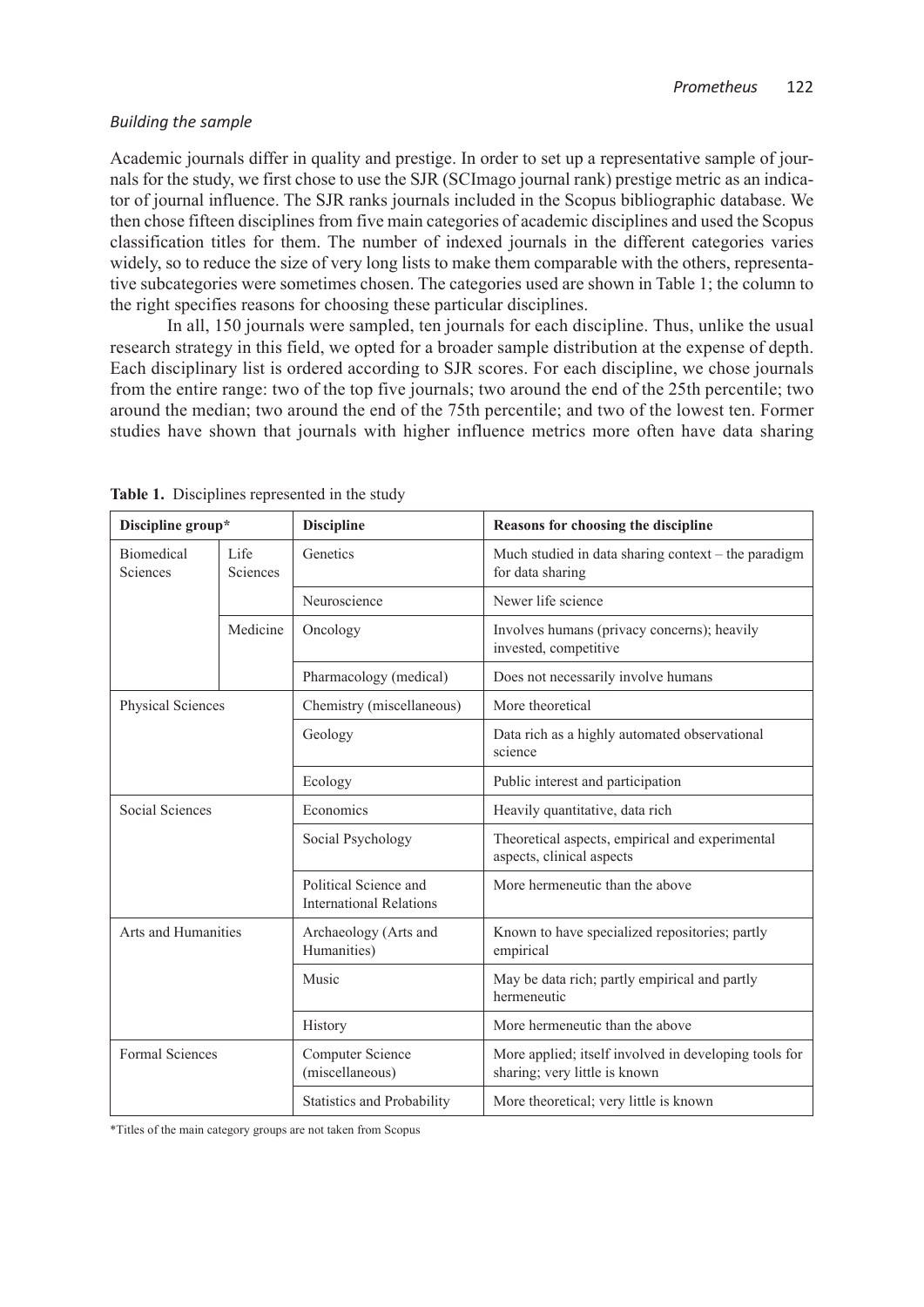### *Building the sample*

Academic journals differ in quality and prestige. In order to set up a representative sample of journals for the study, we first chose to use the SJR (SCImago journal rank) prestige metric as an indicator of journal influence. The SJR ranks journals included in the Scopus bibliographic database. We then chose fifteen disciplines from five main categories of academic disciplines and used the Scopus classification titles for them. The number of indexed journals in the different categories varies widely, so to reduce the size of very long lists to make them comparable with the others, representative subcategories were sometimes chosen. The categories used are shown in Table 1; the column to the right specifies reasons for choosing these particular disciplines.

In all, 150 journals were sampled, ten journals for each discipline. Thus, unlike the usual research strategy in this field, we opted for a broader sample distribution at the expense of depth. Each disciplinary list is ordered according to SJR scores. For each discipline, we chose journals from the entire range: two of the top five journals; two around the end of the 25th percentile; two around the median; two around the end of the 75th percentile; and two of the lowest ten. Former studies have shown that journals with higher influence metrics more often have data sharing

**Table 1.** Disciplines represented in the study

| Discipline group* | | Discipline | Reasons for choosing the discipline |
|---|---|---|---|
| Biomedical Sciences | Life Sciences | Genetics | Much studied in data sharing context – the paradigm for data sharing |
| | | Neuroscience | Newer life science |
| | Medicine | Oncology | Involves humans (privacy concerns); heavily invested, competitive |
| | | Pharmacology (medical) | Does not necessarily involve humans |
| Physical Sciences | | Chemistry (miscellaneous) | More theoretical |
| | | Geology | Data rich as a highly automated observational science |
| | | Ecology | Public interest and participation |
| Social Sciences | | Economics | Heavily quantitative, data rich |
| | | Social Psychology | Theoretical aspects, empirical and experimental aspects, clinical aspects |
| | | Political Science and International Relations | More hermeneutic than the above |
| Arts and Humanities | | Archaeology (Arts and Humanities) | Known to have specialized repositories; partly empirical |
| | | Music | May be data rich; partly empirical and partly hermeneutic |
| | | History | More hermeneutic than the above |
| Formal Sciences | | Computer Science (miscellaneous) | More applied; itself involved in developing tools for sharing; very little is known |
| | | Statistics and Probability | More theoretical; very little is known |

*Titles of the main category groups are not taken from Scopus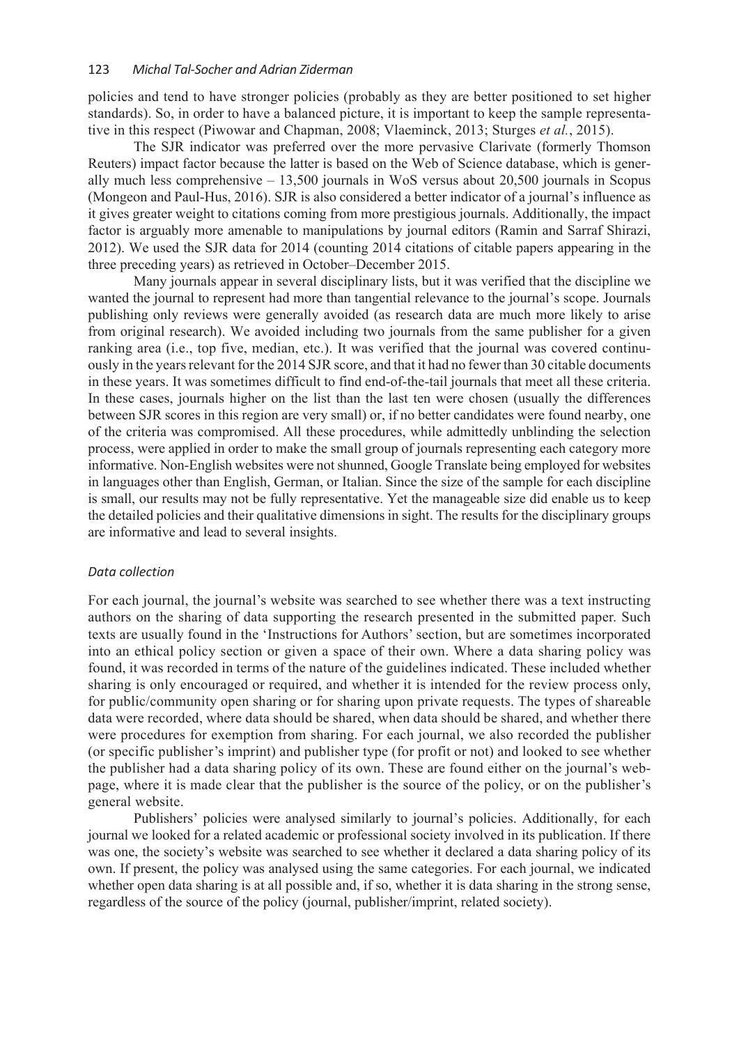policies and tend to have stronger policies (probably as they are better positioned to set higher standards). So, in order to have a balanced picture, it is important to keep the sample representative in this respect (Piwowar and Chapman, 2008; Vlaeminck, 2013; Sturges *et al.*, 2015).

The SJR indicator was preferred over the more pervasive Clarivate (formerly Thomson Reuters) impact factor because the latter is based on the Web of Science database, which is generally much less comprehensive – 13,500 journals in WoS versus about 20,500 journals in Scopus (Mongeon and Paul-Hus, 2016). SJR is also considered a better indicator of a journal's influence as it gives greater weight to citations coming from more prestigious journals. Additionally, the impact factor is arguably more amenable to manipulations by journal editors (Ramin and Sarraf Shirazi, 2012). We used the SJR data for 2014 (counting 2014 citations of citable papers appearing in the three preceding years) as retrieved in October–December 2015.

Many journals appear in several disciplinary lists, but it was verified that the discipline we wanted the journal to represent had more than tangential relevance to the journal's scope. Journals publishing only reviews were generally avoided (as research data are much more likely to arise from original research). We avoided including two journals from the same publisher for a given ranking area (i.e., top five, median, etc.). It was verified that the journal was covered continuously in the years relevant for the 2014 SJR score, and that it had no fewer than 30 citable documents in these years. It was sometimes difficult to find end-of-the-tail journals that meet all these criteria. In these cases, journals higher on the list than the last ten were chosen (usually the differences between SJR scores in this region are very small) or, if no better candidates were found nearby, one of the criteria was compromised. All these procedures, while admittedly unblinding the selection process, were applied in order to make the small group of journals representing each category more informative. Non-English websites were not shunned, Google Translate being employed for websites in languages other than English, German, or Italian. Since the size of the sample for each discipline is small, our results may not be fully representative. Yet the manageable size did enable us to keep the detailed policies and their qualitative dimensions in sight. The results for the disciplinary groups are informative and lead to several insights.

### *Data collection*

For each journal, the journal's website was searched to see whether there was a text instructing authors on the sharing of data supporting the research presented in the submitted paper. Such texts are usually found in the 'Instructions for Authors' section, but are sometimes incorporated into an ethical policy section or given a space of their own. Where a data sharing policy was found, it was recorded in terms of the nature of the guidelines indicated. These included whether sharing is only encouraged or required, and whether it is intended for the review process only, for public/community open sharing or for sharing upon private requests. The types of shareable data were recorded, where data should be shared, when data should be shared, and whether there were procedures for exemption from sharing. For each journal, we also recorded the publisher (or specific publisher's imprint) and publisher type (for profit or not) and looked to see whether the publisher had a data sharing policy of its own. These are found either on the journal's webpage, where it is made clear that the publisher is the source of the policy, or on the publisher's general website.

Publishers' policies were analysed similarly to journal's policies. Additionally, for each journal we looked for a related academic or professional society involved in its publication. If there was one, the society's website was searched to see whether it declared a data sharing policy of its own. If present, the policy was analysed using the same categories. For each journal, we indicated whether open data sharing is at all possible and, if so, whether it is data sharing in the strong sense, regardless of the source of the policy (journal, publisher/imprint, related society).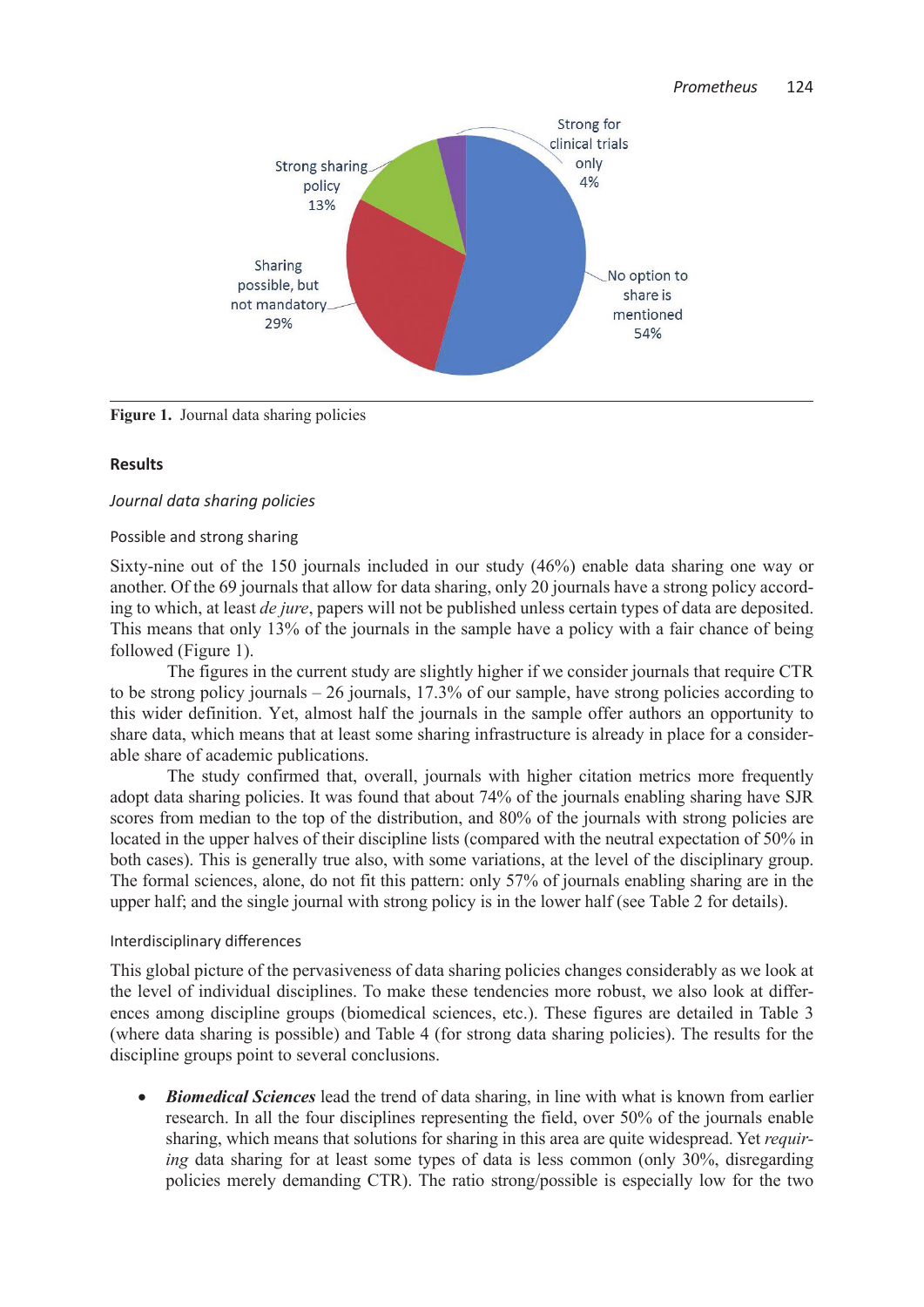**Figure 1.** Journal data sharing policies

## Results

### *Journal data sharing policies*

#### Possible and strong sharing

Sixty-nine out of the 150 journals included in our study (46%) enable data sharing one way or another. Of the 69 journals that allow for data sharing, only 20 journals have a strong policy according to which, at least *de jure*, papers will not be published unless certain types of data are deposited. This means that only 13% of the journals in the sample have a policy with a fair chance of being followed (Figure 1).

The figures in the current study are slightly higher if we consider journals that require CTR to be strong policy journals – 26 journals, 17.3% of our sample, have strong policies according to this wider definition. Yet, almost half the journals in the sample offer authors an opportunity to share data, which means that at least some sharing infrastructure is already in place for a considerable share of academic publications.

The study confirmed that, overall, journals with higher citation metrics more frequently adopt data sharing policies. It was found that about 74% of the journals enabling sharing have SJR scores from median to the top of the distribution, and 80% of the journals with strong policies are located in the upper halves of their discipline lists (compared with the neutral expectation of 50% in both cases). This is generally true also, with some variations, at the level of the disciplinary group. The formal sciences, alone, do not fit this pattern: only 57% of journals enabling sharing are in the upper half; and the single journal with strong policy is in the lower half (see Table 2 for details).

#### Interdisciplinary differences

This global picture of the pervasiveness of data sharing policies changes considerably as we look at the level of individual disciplines. To make these tendencies more robust, we also look at differences among discipline groups (biomedical sciences, etc.). These figures are detailed in Table 3 (where data sharing is possible) and Table 4 (for strong data sharing policies). The results for the discipline groups point to several conclusions.

- ***Biomedical Sciences*** lead the trend of data sharing, in line with what is known from earlier research. In all the four disciplines representing the field, over 50% of the journals enable sharing, which means that solutions for sharing in this area are quite widespread. Yet *requiring* data sharing for at least some types of data is less common (only 30%, disregarding policies merely demanding CTR). The ratio strong/possible is especially low for the two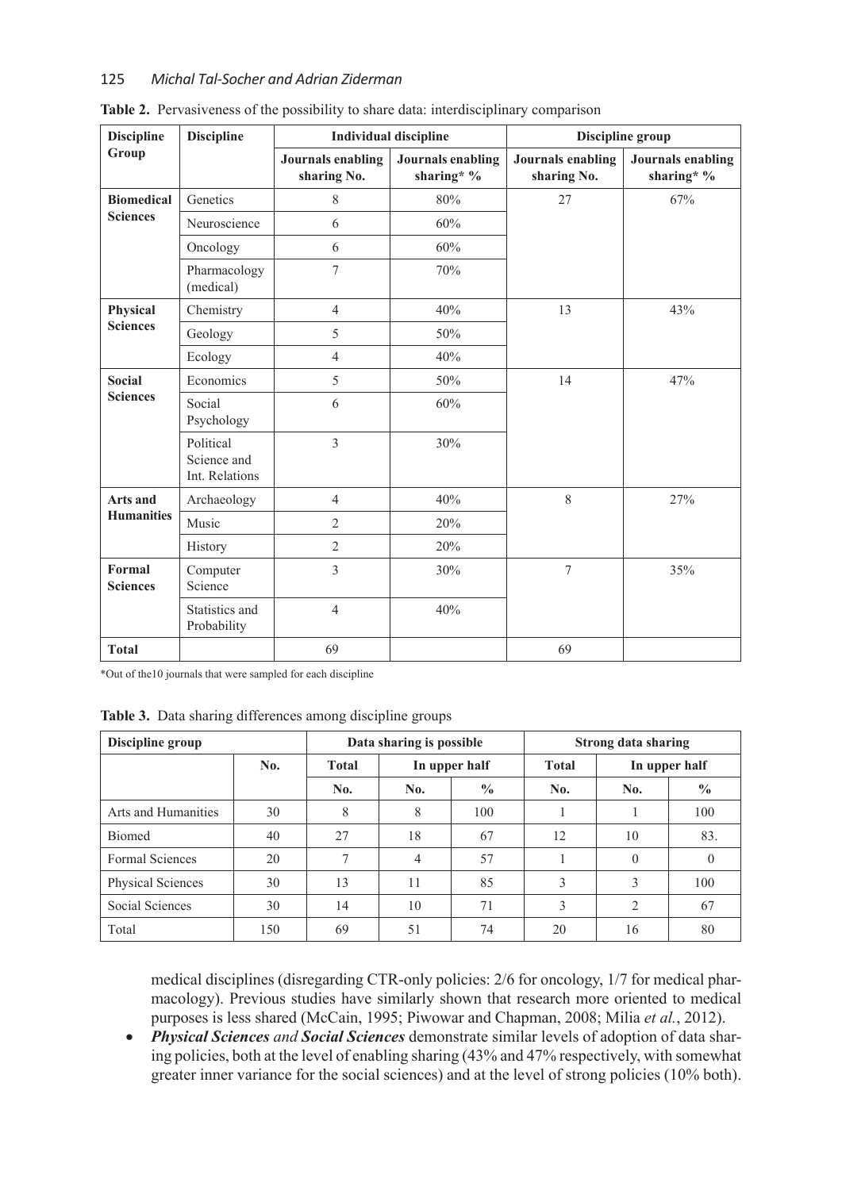**Table 2.** Pervasiveness of the possibility to share data: interdisciplinary comparison

| Discipline Group | Discipline | Individual discipline | | Discipline group | |
|---|---|---|---|---|---|
| | | **Journals enabling sharing No.** | **Journals enabling sharing* %** | **Journals enabling sharing No.** | **Journals enabling sharing* %** |
| **Biomedical Sciences** | Genetics | 8 | 80% | 27 | 67% |
| | Neuroscience | 6 | 60% | | |
| | Oncology | 6 | 60% | | |
| | Pharmacology (medical) | 7 | 70% | | |
| **Physical Sciences** | Chemistry | 4 | 40% | 13 | 43% |
| | Geology | 5 | 50% | | |
| | Ecology | 4 | 40% | | |
| **Social Sciences** | Economics | 5 | 50% | 14 | 47% |
| | Social Psychology | 6 | 60% | | |
| | Political Science and Int. Relations | 3 | 30% | | |
| **Arts and Humanities** | Archaeology | 4 | 40% | 8 | 27% |
| | Music | 2 | 20% | | |
| | History | 2 | 20% | | |
| **Formal Sciences** | Computer Science | 3 | 30% | 7 | 35% |
| | Statistics and Probability | 4 | 40% | | |
| **Total** | | 69 | | 69 | |

*Out of the10 journals that were sampled for each discipline

**Table 3.** Data sharing differences among discipline groups

| Discipline group | | Data sharing is possible | | | Strong data sharing | | |
|---|---|---|---|---|---|---|---|
| | No. | Total | In upper half | | Total | In upper half | |
| | | No. | No. | % | No. | No. | % |
| Arts and Humanities | 30 | 8 | 8 | 100 | 1 | 1 | 100 |
| Biomed | 40 | 27 | 18 | 67 | 12 | 10 | 83. |
| Formal Sciences | 20 | 7 | 4 | 57 | 1 | 0 | 0 |
| Physical Sciences | 30 | 13 | 11 | 85 | 3 | 3 | 100 |
| Social Sciences | 30 | 14 | 10 | 71 | 3 | 2 | 67 |
| Total | 150 | 69 | 51 | 74 | 20 | 16 | 80 |

medical disciplines (disregarding CTR-only policies: 2/6 for oncology, 1/7 for medical pharmacology). Previous studies have similarly shown that research more oriented to medical purposes is less shared (McCain, 1995; Piwowar and Chapman, 2008; Milia *et al.*, 2012).

- ***Physical Sciences*** *and* ***Social Sciences*** demonstrate similar levels of adoption of data sharing policies, both at the level of enabling sharing (43% and 47% respectively, with somewhat greater inner variance for the social sciences) and at the level of strong policies (10% both).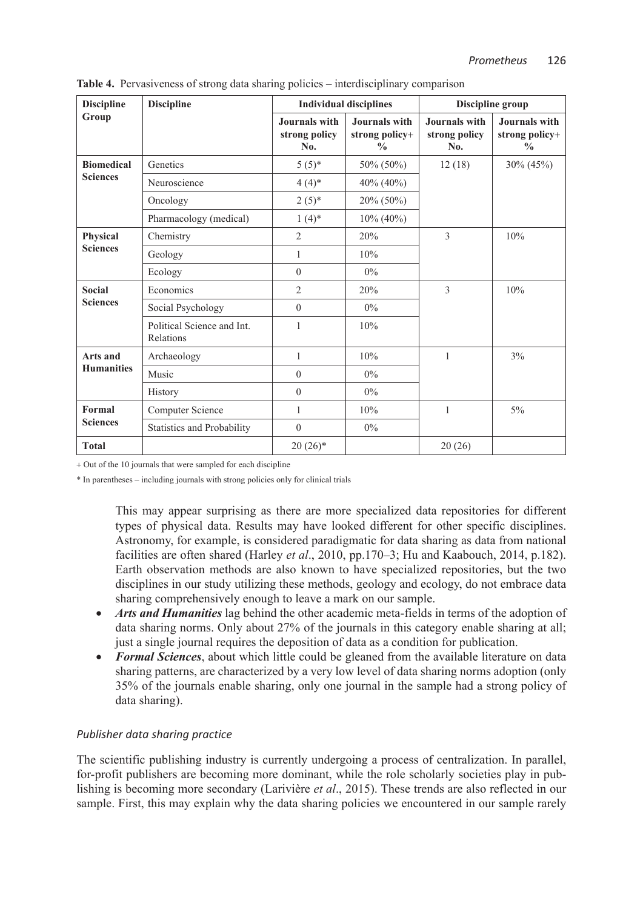**Table 4.** Pervasiveness of strong data sharing policies – interdisciplinary comparison

| Discipline Group | Discipline | Individual disciplines | | Discipline group | |
|---|---|---|---|---|---|
| | | Journals with strong policy No. | Journals with strong policy+ % | Journals with strong policy No. | Journals with strong policy+ % |
| **Biomedical Sciences** | Genetics | 5 (5)* | 50% (50%) | 12 (18) | 30% (45%) |
| | Neuroscience | 4 (4)* | 40% (40%) | | |
| | Oncology | 2 (5)* | 20% (50%) | | |
| | Pharmacology (medical) | 1 (4)* | 10% (40%) | | |
| **Physical Sciences** | Chemistry | 2 | 20% | 3 | 10% |
| | Geology | 1 | 10% | | |
| | Ecology | 0 | 0% | | |
| **Social Sciences** | Economics | 2 | 20% | 3 | 10% |
| | Social Psychology | 0 | 0% | | |
| | Political Science and Int. Relations | 1 | 10% | | |
| **Arts and Humanities** | Archaeology | 1 | 10% | 1 | 3% |
| | Music | 0 | 0% | | |
| | History | 0 | 0% | | |
| **Formal Sciences** | Computer Science | 1 | 10% | 1 | 5% |
| | Statistics and Probability | 0 | 0% | | |
| **Total** | | 20 (26)* | | 20 (26) | |

+ Out of the 10 journals that were sampled for each discipline

\* In parentheses – including journals with strong policies only for clinical trials

This may appear surprising as there are more specialized data repositories for different types of physical data. Results may have looked different for other specific disciplines. Astronomy, for example, is considered paradigmatic for data sharing as data from national facilities are often shared (Harley *et al*., 2010, pp.170–3; Hu and Kaabouch, 2014, p.182). Earth observation methods are also known to have specialized repositories, but the two disciplines in our study utilizing these methods, geology and ecology, do not embrace data sharing comprehensively enough to leave a mark on our sample.

- ***Arts and Humanities*** lag behind the other academic meta-fields in terms of the adoption of data sharing norms. Only about 27% of the journals in this category enable sharing at all; just a single journal requires the deposition of data as a condition for publication.
- ***Formal Sciences***, about which little could be gleaned from the available literature on data sharing patterns, are characterized by a very low level of data sharing norms adoption (only 35% of the journals enable sharing, only one journal in the sample had a strong policy of data sharing).

### *Publisher data sharing practice*

The scientific publishing industry is currently undergoing a process of centralization. In parallel, for-profit publishers are becoming more dominant, while the role scholarly societies play in publishing is becoming more secondary (Larivière *et al*., 2015). These trends are also reflected in our sample. First, this may explain why the data sharing policies we encountered in our sample rarely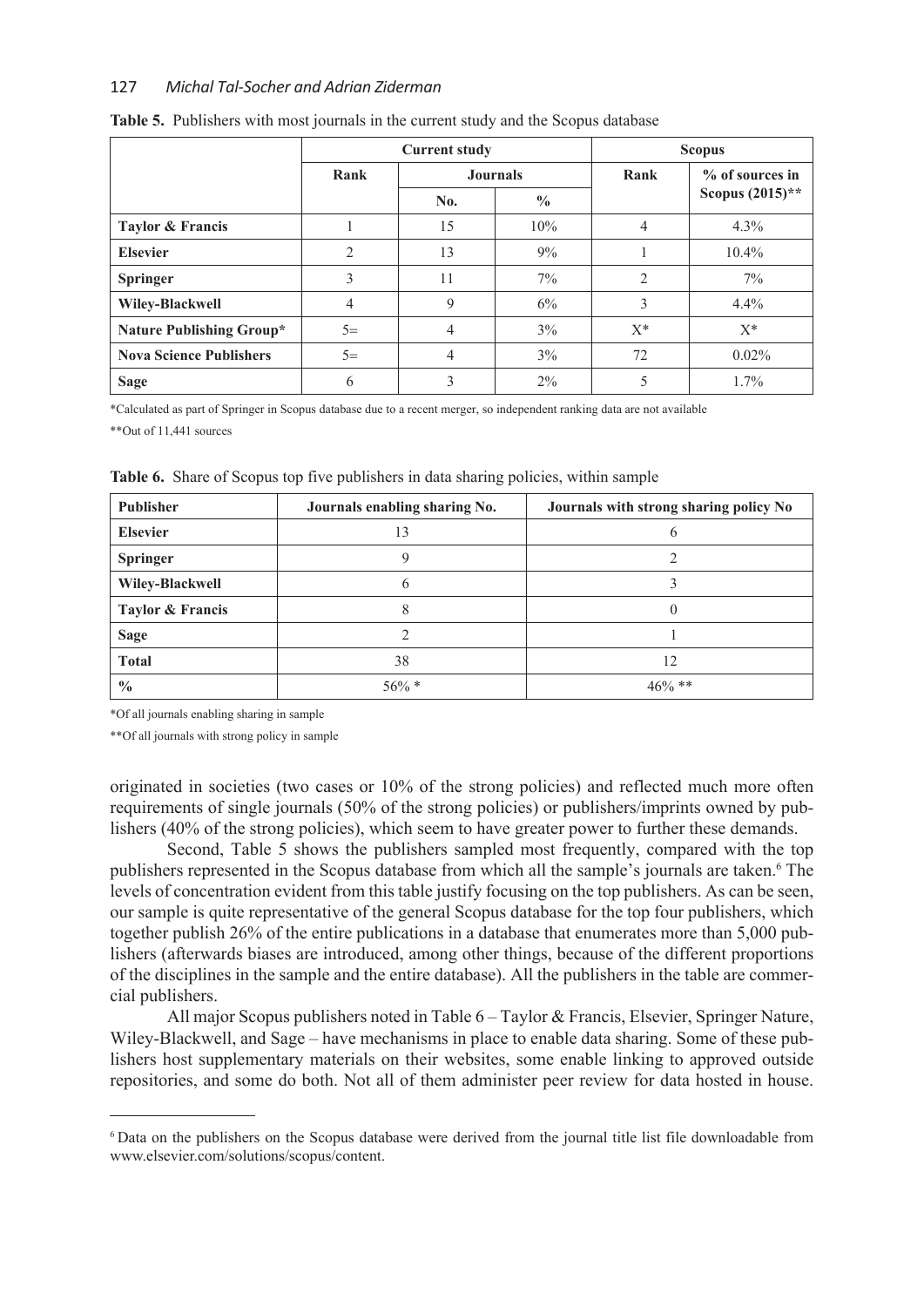**Table 5.** Publishers with most journals in the current study and the Scopus database

| | Current study | | | Scopus | |
|---|---|---|---|---|---|
| | Rank | Journals | | Rank | % of sources in Scopus (2015)** |
| | | No. | % | | |
| **Taylor & Francis** | 1 | 15 | 10% | 4 | 4.3% |
| **Elsevier** | 2 | 13 | 9% | 1 | 10.4% |
| **Springer** | 3 | 11 | 7% | 2 | 7% |
| **Wiley-Blackwell** | 4 | 9 | 6% | 3 | 4.4% |
| **Nature Publishing Group*** | 5= | 4 | 3% | X* | X* |
| **Nova Science Publishers** | 5= | 4 | 3% | 72 | 0.02% |
| **Sage** | 6 | 3 | 2% | 5 | 1.7% |

*Calculated as part of Springer in Scopus database due to a recent merger, so independent ranking data are not available

**Out of 11,441 sources

**Table 6.** Share of Scopus top five publishers in data sharing policies, within sample

| Publisher | Journals enabling sharing No. | Journals with strong sharing policy No |
|---|---|---|
| **Elsevier** | 13 | 6 |
| **Springer** | 9 | 2 |
| **Wiley-Blackwell** | 6 | 3 |
| **Taylor & Francis** | 8 | 0 |
| **Sage** | 2 | 1 |
| **Total** | 38 | 12 |
| **%** | 56% * | 46% ** |

*Of all journals enabling sharing in sample

**Of all journals with strong policy in sample

originated in societies (two cases or 10% of the strong policies) and reflected much more often requirements of single journals (50% of the strong policies) or publishers/imprints owned by publishers (40% of the strong policies), which seem to have greater power to further these demands.

Second, Table 5 shows the publishers sampled most frequently, compared with the top publishers represented in the Scopus database from which all the sample's journals are taken.[6] The levels of concentration evident from this table justify focusing on the top publishers. As can be seen, our sample is quite representative of the general Scopus database for the top four publishers, which together publish 26% of the entire publications in a database that enumerates more than 5,000 publishers (afterwards biases are introduced, among other things, because of the different proportions of the disciplines in the sample and the entire database). All the publishers in the table are commercial publishers.

All major Scopus publishers noted in Table 6 – Taylor & Francis, Elsevier, Springer Nature, Wiley-Blackwell, and Sage – have mechanisms in place to enable data sharing. Some of these publishers host supplementary materials on their websites, some enable linking to approved outside repositories, and some do both. Not all of them administer peer review for data hosted in house.

[6] Data on the publishers on the Scopus database were derived from the journal title list file downloadable from www.elsevier.com/solutions/scopus/content.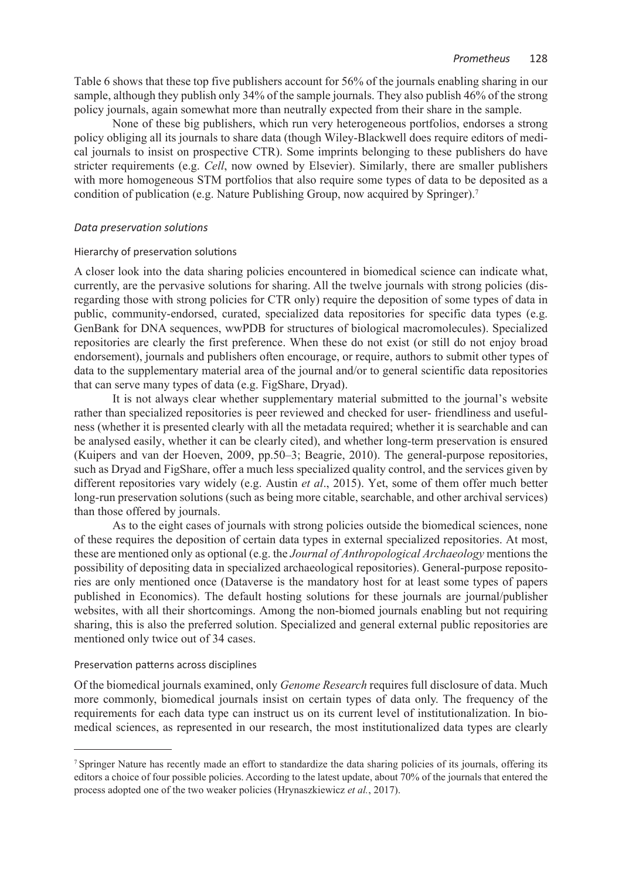Table 6 shows that these top five publishers account for 56% of the journals enabling sharing in our sample, although they publish only 34% of the sample journals. They also publish 46% of the strong policy journals, again somewhat more than neutrally expected from their share in the sample.

None of these big publishers, which run very heterogeneous portfolios, endorses a strong policy obliging all its journals to share data (though Wiley-Blackwell does require editors of medical journals to insist on prospective CTR). Some imprints belonging to these publishers do have stricter requirements (e.g. *Cell*, now owned by Elsevier). Similarly, there are smaller publishers with more homogeneous STM portfolios that also require some types of data to be deposited as a condition of publication (e.g. Nature Publishing Group, now acquired by Springer).[7]

### *Data preservation solutions*

#### Hierarchy of preservation solutions

A closer look into the data sharing policies encountered in biomedical science can indicate what, currently, are the pervasive solutions for sharing. All the twelve journals with strong policies (disregarding those with strong policies for CTR only) require the deposition of some types of data in public, community-endorsed, curated, specialized data repositories for specific data types (e.g. GenBank for DNA sequences, wwPDB for structures of biological macromolecules). Specialized repositories are clearly the first preference. When these do not exist (or still do not enjoy broad endorsement), journals and publishers often encourage, or require, authors to submit other types of data to the supplementary material area of the journal and/or to general scientific data repositories that can serve many types of data (e.g. FigShare, Dryad).

It is not always clear whether supplementary material submitted to the journal's website rather than specialized repositories is peer reviewed and checked for user- friendliness and usefulness (whether it is presented clearly with all the metadata required; whether it is searchable and can be analysed easily, whether it can be clearly cited), and whether long-term preservation is ensured (Kuipers and van der Hoeven, 2009, pp.50–3; Beagrie, 2010). The general-purpose repositories, such as Dryad and FigShare, offer a much less specialized quality control, and the services given by different repositories vary widely (e.g. Austin *et al*., 2015). Yet, some of them offer much better long-run preservation solutions (such as being more citable, searchable, and other archival services) than those offered by journals.

As to the eight cases of journals with strong policies outside the biomedical sciences, none of these requires the deposition of certain data types in external specialized repositories. At most, these are mentioned only as optional (e.g. the *Journal of Anthropological Archaeology* mentions the possibility of depositing data in specialized archaeological repositories). General-purpose repositories are only mentioned once (Dataverse is the mandatory host for at least some types of papers published in Economics). The default hosting solutions for these journals are journal/publisher websites, with all their shortcomings. Among the non-biomed journals enabling but not requiring sharing, this is also the preferred solution. Specialized and general external public repositories are mentioned only twice out of 34 cases.

#### Preservation patterns across disciplines

Of the biomedical journals examined, only *Genome Research* requires full disclosure of data. Much more commonly, biomedical journals insist on certain types of data only. The frequency of the requirements for each data type can instruct us on its current level of institutionalization. In biomedical sciences, as represented in our research, the most institutionalized data types are clearly

[7] Springer Nature has recently made an effort to standardize the data sharing policies of its journals, offering its editors a choice of four possible policies. According to the latest update, about 70% of the journals that entered the process adopted one of the two weaker policies (Hrynaszkiewicz *et al.*, 2017).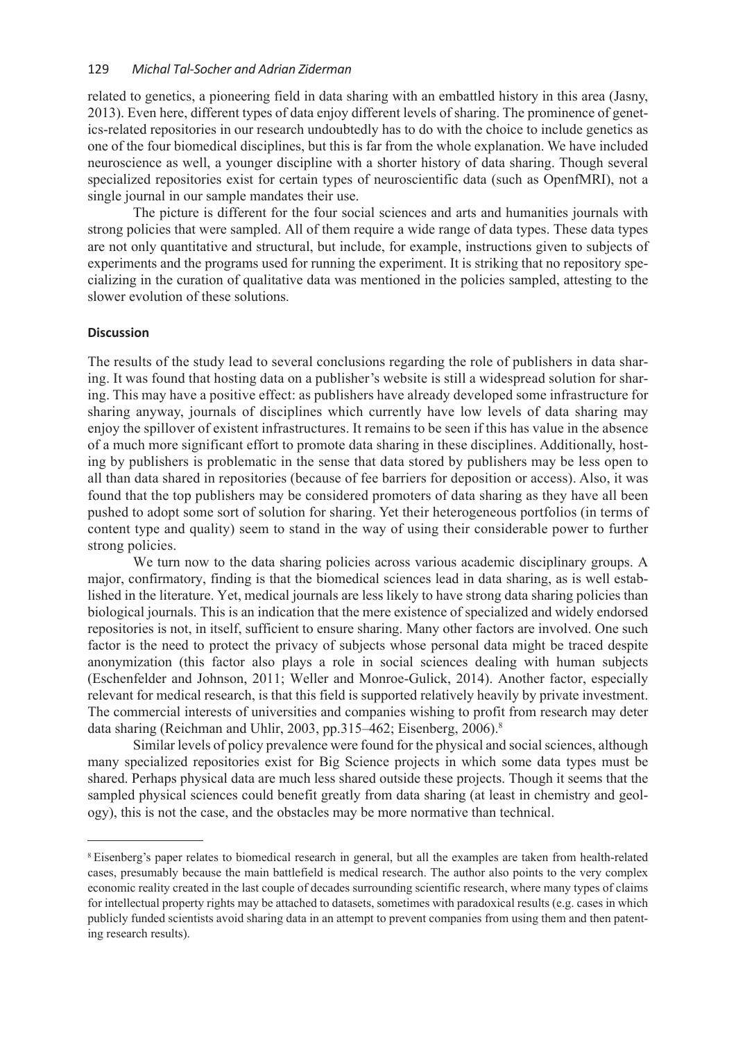related to genetics, a pioneering field in data sharing with an embattled history in this area (Jasny, 2013). Even here, different types of data enjoy different levels of sharing. The prominence of genetics-related repositories in our research undoubtedly has to do with the choice to include genetics as one of the four biomedical disciplines, but this is far from the whole explanation. We have included neuroscience as well, a younger discipline with a shorter history of data sharing. Though several specialized repositories exist for certain types of neuroscientific data (such as OpenfMRI), not a single journal in our sample mandates their use.

The picture is different for the four social sciences and arts and humanities journals with strong policies that were sampled. All of them require a wide range of data types. These data types are not only quantitative and structural, but include, for example, instructions given to subjects of experiments and the programs used for running the experiment. It is striking that no repository specializing in the curation of qualitative data was mentioned in the policies sampled, attesting to the slower evolution of these solutions.

#### Discussion

The results of the study lead to several conclusions regarding the role of publishers in data sharing. It was found that hosting data on a publisher's website is still a widespread solution for sharing. This may have a positive effect: as publishers have already developed some infrastructure for sharing anyway, journals of disciplines which currently have low levels of data sharing may enjoy the spillover of existent infrastructures. It remains to be seen if this has value in the absence of a much more significant effort to promote data sharing in these disciplines. Additionally, hosting by publishers is problematic in the sense that data stored by publishers may be less open to all than data shared in repositories (because of fee barriers for deposition or access). Also, it was found that the top publishers may be considered promoters of data sharing as they have all been pushed to adopt some sort of solution for sharing. Yet their heterogeneous portfolios (in terms of content type and quality) seem to stand in the way of using their considerable power to further strong policies.

We turn now to the data sharing policies across various academic disciplinary groups. A major, confirmatory, finding is that the biomedical sciences lead in data sharing, as is well established in the literature. Yet, medical journals are less likely to have strong data sharing policies than biological journals. This is an indication that the mere existence of specialized and widely endorsed repositories is not, in itself, sufficient to ensure sharing. Many other factors are involved. One such factor is the need to protect the privacy of subjects whose personal data might be traced despite anonymization (this factor also plays a role in social sciences dealing with human subjects (Eschenfelder and Johnson, 2011; Weller and Monroe-Gulick, 2014). Another factor, especially relevant for medical research, is that this field is supported relatively heavily by private investment. The commercial interests of universities and companies wishing to profit from research may deter data sharing (Reichman and Uhlir, 2003, pp.315–462; Eisenberg, 2006).[8]

Similar levels of policy prevalence were found for the physical and social sciences, although many specialized repositories exist for Big Science projects in which some data types must be shared. Perhaps physical data are much less shared outside these projects. Though it seems that the sampled physical sciences could benefit greatly from data sharing (at least in chemistry and geology), this is not the case, and the obstacles may be more normative than technical.

---

[8] Eisenberg's paper relates to biomedical research in general, but all the examples are taken from health-related cases, presumably because the main battlefield is medical research. The author also points to the very complex economic reality created in the last couple of decades surrounding scientific research, where many types of claims for intellectual property rights may be attached to datasets, sometimes with paradoxical results (e.g. cases in which publicly funded scientists avoid sharing data in an attempt to prevent companies from using them and then patenting research results).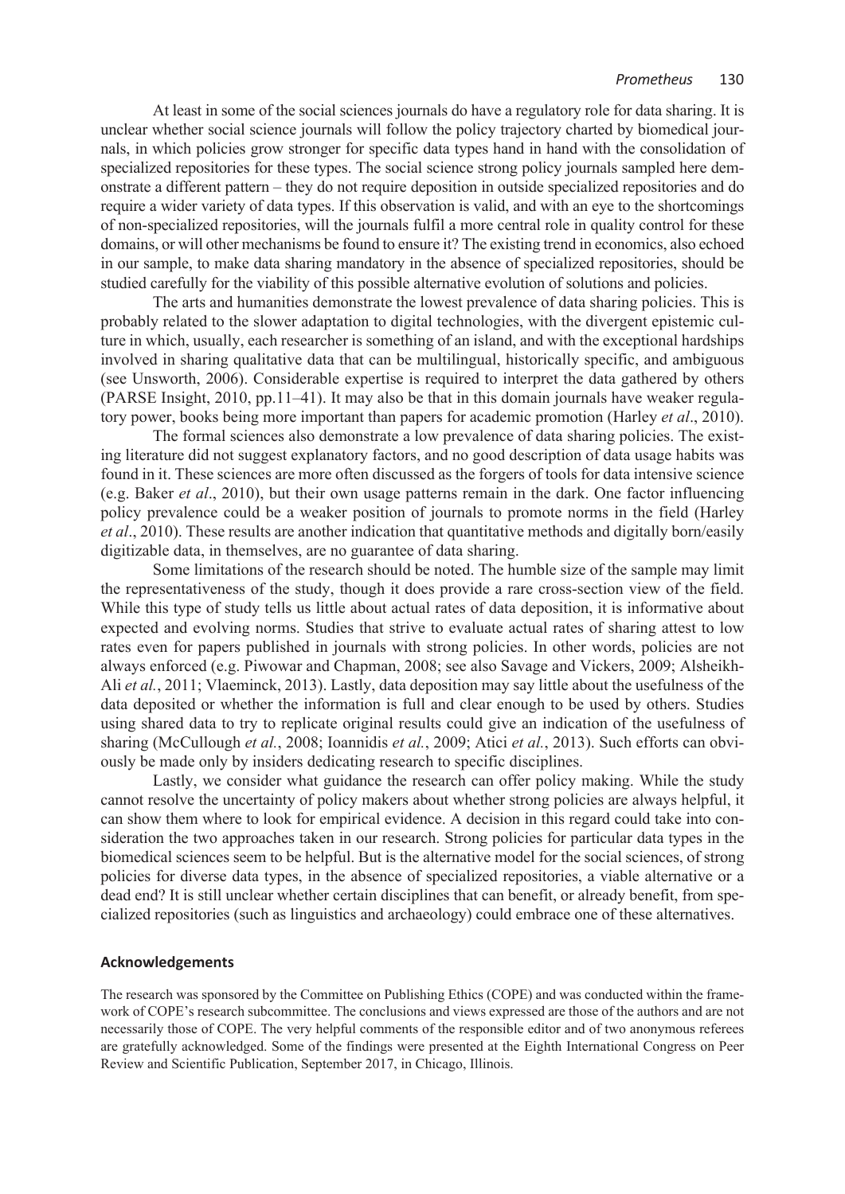At least in some of the social sciences journals do have a regulatory role for data sharing. It is unclear whether social science journals will follow the policy trajectory charted by biomedical journals, in which policies grow stronger for specific data types hand in hand with the consolidation of specialized repositories for these types. The social science strong policy journals sampled here demonstrate a different pattern – they do not require deposition in outside specialized repositories and do require a wider variety of data types. If this observation is valid, and with an eye to the shortcomings of non-specialized repositories, will the journals fulfil a more central role in quality control for these domains, or will other mechanisms be found to ensure it? The existing trend in economics, also echoed in our sample, to make data sharing mandatory in the absence of specialized repositories, should be studied carefully for the viability of this possible alternative evolution of solutions and policies.

The arts and humanities demonstrate the lowest prevalence of data sharing policies. This is probably related to the slower adaptation to digital technologies, with the divergent epistemic culture in which, usually, each researcher is something of an island, and with the exceptional hardships involved in sharing qualitative data that can be multilingual, historically specific, and ambiguous (see Unsworth, 2006). Considerable expertise is required to interpret the data gathered by others (PARSE Insight, 2010, pp.11–41). It may also be that in this domain journals have weaker regulatory power, books being more important than papers for academic promotion (Harley *et al*., 2010).

The formal sciences also demonstrate a low prevalence of data sharing policies. The existing literature did not suggest explanatory factors, and no good description of data usage habits was found in it. These sciences are more often discussed as the forgers of tools for data intensive science (e.g. Baker *et al*., 2010), but their own usage patterns remain in the dark. One factor influencing policy prevalence could be a weaker position of journals to promote norms in the field (Harley *et al*., 2010). These results are another indication that quantitative methods and digitally born/easily digitizable data, in themselves, are no guarantee of data sharing.

Some limitations of the research should be noted. The humble size of the sample may limit the representativeness of the study, though it does provide a rare cross-section view of the field. While this type of study tells us little about actual rates of data deposition, it is informative about expected and evolving norms. Studies that strive to evaluate actual rates of sharing attest to low rates even for papers published in journals with strong policies. In other words, policies are not always enforced (e.g. Piwowar and Chapman, 2008; see also Savage and Vickers, 2009; Alsheikh-Ali *et al.*, 2011; Vlaeminck, 2013). Lastly, data deposition may say little about the usefulness of the data deposited or whether the information is full and clear enough to be used by others. Studies using shared data to try to replicate original results could give an indication of the usefulness of sharing (McCullough *et al.*, 2008; Ioannidis *et al.*, 2009; Atici *et al.*, 2013). Such efforts can obviously be made only by insiders dedicating research to specific disciplines.

Lastly, we consider what guidance the research can offer policy making. While the study cannot resolve the uncertainty of policy makers about whether strong policies are always helpful, it can show them where to look for empirical evidence. A decision in this regard could take into consideration the two approaches taken in our research. Strong policies for particular data types in the biomedical sciences seem to be helpful. But is the alternative model for the social sciences, of strong policies for diverse data types, in the absence of specialized repositories, a viable alternative or a dead end? It is still unclear whether certain disciplines that can benefit, or already benefit, from specialized repositories (such as linguistics and archaeology) could embrace one of these alternatives.

## Acknowledgements

The research was sponsored by the Committee on Publishing Ethics (COPE) and was conducted within the framework of COPE's research subcommittee. The conclusions and views expressed are those of the authors and are not necessarily those of COPE. The very helpful comments of the responsible editor and of two anonymous referees are gratefully acknowledged. Some of the findings were presented at the Eighth International Congress on Peer Review and Scientific Publication, September 2017, in Chicago, Illinois.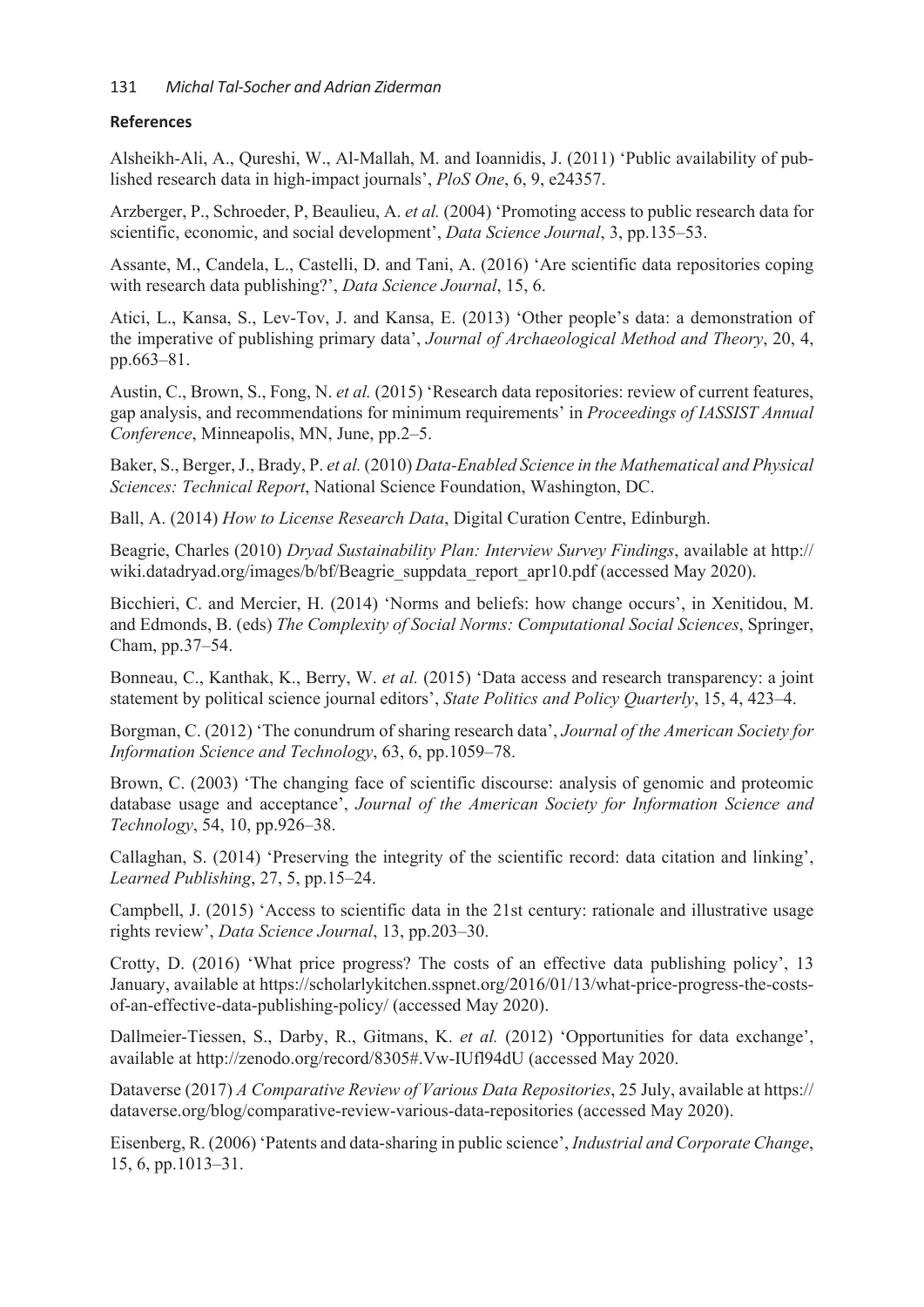## References

Alsheikh-Ali, A., Qureshi, W., Al-Mallah, M. and Ioannidis, J. (2011) 'Public availability of published research data in high-impact journals', *PloS One*, 6, 9, e24357.

Arzberger, P., Schroeder, P, Beaulieu, A. *et al.* (2004) 'Promoting access to public research data for scientific, economic, and social development', *Data Science Journal*, 3, pp.135–53.

Assante, M., Candela, L., Castelli, D. and Tani, A. (2016) 'Are scientific data repositories coping with research data publishing?', *Data Science Journal*, 15, 6.

Atici, L., Kansa, S., Lev-Tov, J. and Kansa, E. (2013) 'Other people's data: a demonstration of the imperative of publishing primary data', *Journal of Archaeological Method and Theory*, 20, 4, pp.663–81.

Austin, C., Brown, S., Fong, N. *et al.* (2015) 'Research data repositories: review of current features, gap analysis, and recommendations for minimum requirements' in *Proceedings of IASSIST Annual Conference*, Minneapolis, MN, June, pp.2–5.

Baker, S., Berger, J., Brady, P. *et al.* (2010) *Data-Enabled Science in the Mathematical and Physical Sciences: Technical Report*, National Science Foundation, Washington, DC.

Ball, A. (2014) *How to License Research Data*, Digital Curation Centre, Edinburgh.

Beagrie, Charles (2010) *Dryad Sustainability Plan: Interview Survey Findings*, available at http://wiki.datadryad.org/images/b/bf/Beagrie_suppdata_report_apr10.pdf (accessed May 2020).

Bicchieri, C. and Mercier, H. (2014) 'Norms and beliefs: how change occurs', in Xenitidou, M. and Edmonds, B. (eds) *The Complexity of Social Norms: Computational Social Sciences*, Springer, Cham, pp.37–54.

Bonneau, C., Kanthak, K., Berry, W. *et al.* (2015) 'Data access and research transparency: a joint statement by political science journal editors', *State Politics and Policy Quarterly*, 15, 4, 423–4.

Borgman, C. (2012) 'The conundrum of sharing research data', *Journal of the American Society for Information Science and Technology*, 63, 6, pp.1059–78.

Brown, C. (2003) 'The changing face of scientific discourse: analysis of genomic and proteomic database usage and acceptance', *Journal of the American Society for Information Science and Technology*, 54, 10, pp.926–38.

Callaghan, S. (2014) 'Preserving the integrity of the scientific record: data citation and linking', *Learned Publishing*, 27, 5, pp.15–24.

Campbell, J. (2015) 'Access to scientific data in the 21st century: rationale and illustrative usage rights review', *Data Science Journal*, 13, pp.203–30.

Crotty, D. (2016) 'What price progress? The costs of an effective data publishing policy', 13 January, available at https://scholarlykitchen.sspnet.org/2016/01/13/what-price-progress-the-costs-of-an-effective-data-publishing-policy/ (accessed May 2020).

Dallmeier-Tiessen, S., Darby, R., Gitmans, K. *et al.* (2012) 'Opportunities for data exchange', available at http://zenodo.org/record/8305#.Vw-IUfl94dU (accessed May 2020.

Dataverse (2017) *A Comparative Review of Various Data Repositories*, 25 July, available at https://dataverse.org/blog/comparative-review-various-data-repositories (accessed May 2020).

Eisenberg, R. (2006) 'Patents and data-sharing in public science', *Industrial and Corporate Change*, 15, 6, pp.1013–31.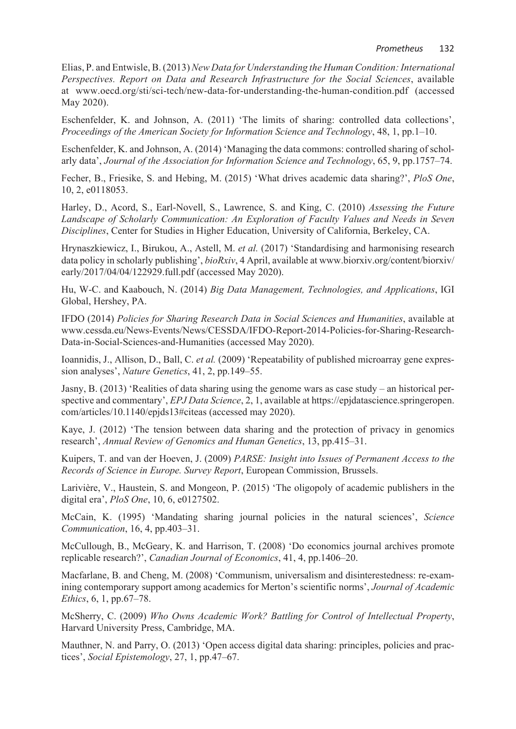Elias, P. and Entwisle, B. (2013) *New Data for Understanding the Human Condition: International Perspectives. Report on Data and Research Infrastructure for the Social Sciences*, available at www.oecd.org/sti/sci-tech/new-data-for-understanding-the-human-condition.pdf (accessed May 2020).

Eschenfelder, K. and Johnson, A. (2011) 'The limits of sharing: controlled data collections', *Proceedings of the American Society for Information Science and Technology*, 48, 1, pp.1–10.

Eschenfelder, K. and Johnson, A. (2014) 'Managing the data commons: controlled sharing of scholarly data', *Journal of the Association for Information Science and Technology*, 65, 9, pp.1757–74.

Fecher, B., Friesike, S. and Hebing, M. (2015) 'What drives academic data sharing?', *PloS One*, 10, 2, e0118053.

Harley, D., Acord, S., Earl-Novell, S., Lawrence, S. and King, C. (2010) *Assessing the Future Landscape of Scholarly Communication: An Exploration of Faculty Values and Needs in Seven Disciplines*, Center for Studies in Higher Education, University of California, Berkeley, CA.

Hrynaszkiewicz, I., Birukou, A., Astell, M. *et al.* (2017) 'Standardising and harmonising research data policy in scholarly publishing', *bioRxiv*, 4 April, available at www.biorxiv.org/content/biorxiv/early/2017/04/04/122929.full.pdf (accessed May 2020).

Hu, W-C. and Kaabouch, N. (2014) *Big Data Management, Technologies, and Applications*, IGI Global, Hershey, PA.

IFDO (2014) *Policies for Sharing Research Data in Social Sciences and Humanities*, available at www.cessda.eu/News-Events/News/CESSDA/IFDO-Report-2014-Policies-for-Sharing-Research-Data-in-Social-Sciences-and-Humanities (accessed May 2020).

Ioannidis, J., Allison, D., Ball, C. *et al.* (2009) 'Repeatability of published microarray gene expression analyses', *Nature Genetics*, 41, 2, pp.149–55.

Jasny, B. (2013) 'Realities of data sharing using the genome wars as case study – an historical perspective and commentary', *EPJ Data Science*, 2, 1, available at https://epjdatascience.springeropen.com/articles/10.1140/epjds13#citeas (accessed may 2020).

Kaye, J. (2012) 'The tension between data sharing and the protection of privacy in genomics research', *Annual Review of Genomics and Human Genetics*, 13, pp.415–31.

Kuipers, T. and van der Hoeven, J. (2009) *PARSE: Insight into Issues of Permanent Access to the Records of Science in Europe. Survey Report*, European Commission, Brussels.

Larivière, V., Haustein, S. and Mongeon, P. (2015) 'The oligopoly of academic publishers in the digital era', *PloS One*, 10, 6, e0127502.

McCain, K. (1995) 'Mandating sharing journal policies in the natural sciences', *Science Communication*, 16, 4, pp.403–31.

McCullough, B., McGeary, K. and Harrison, T. (2008) 'Do economics journal archives promote replicable research?', *Canadian Journal of Economics*, 41, 4, pp.1406–20.

Macfarlane, B. and Cheng, M. (2008) 'Communism, universalism and disinterestedness: re-examining contemporary support among academics for Merton's scientific norms', *Journal of Academic Ethics*, 6, 1, pp.67–78.

McSherry, C. (2009) *Who Owns Academic Work? Battling for Control of Intellectual Property*, Harvard University Press, Cambridge, MA.

Mauthner, N. and Parry, O. (2013) 'Open access digital data sharing: principles, policies and practices', *Social Epistemology*, 27, 1, pp.47–67.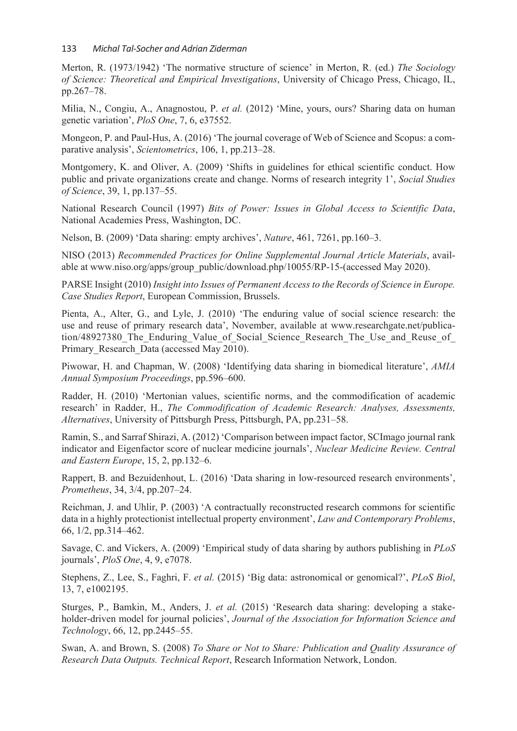Merton, R. (1973/1942) 'The normative structure of science' in Merton, R. (ed.) *The Sociology of Science: Theoretical and Empirical Investigations*, University of Chicago Press, Chicago, IL, pp.267–78.

Milia, N., Congiu, A., Anagnostou, P. *et al.* (2012) 'Mine, yours, ours? Sharing data on human genetic variation', *PloS One*, 7, 6, e37552.

Mongeon, P. and Paul-Hus, A. (2016) 'The journal coverage of Web of Science and Scopus: a comparative analysis', *Scientometrics*, 106, 1, pp.213–28.

Montgomery, K. and Oliver, A. (2009) 'Shifts in guidelines for ethical scientific conduct. How public and private organizations create and change. Norms of research integrity 1', *Social Studies of Science*, 39, 1, pp.137–55.

National Research Council (1997) *Bits of Power: Issues in Global Access to Scientific Data*, National Academies Press, Washington, DC.

Nelson, B. (2009) 'Data sharing: empty archives', *Nature*, 461, 7261, pp.160–3.

NISO (2013) *Recommended Practices for Online Supplemental Journal Article Materials*, available at www.niso.org/apps/group_public/download.php/10055/RP-15-(accessed May 2020).

PARSE Insight (2010) *Insight into Issues of Permanent Access to the Records of Science in Europe. Case Studies Report*, European Commission, Brussels.

Pienta, A., Alter, G., and Lyle, J. (2010) 'The enduring value of social science research: the use and reuse of primary research data', November, available at www.researchgate.net/publication/48927380_The_Enduring_Value_of_Social_Science_Research_The_Use_and_Reuse_of_Primary_Research_Data (accessed May 2010).

Piwowar, H. and Chapman, W. (2008) 'Identifying data sharing in biomedical literature', *AMIA Annual Symposium Proceedings*, pp.596–600.

Radder, H. (2010) 'Mertonian values, scientific norms, and the commodification of academic research' in Radder, H., *The Commodification of Academic Research: Analyses, Assessments, Alternatives*, University of Pittsburgh Press, Pittsburgh, PA, pp.231–58.

Ramin, S., and Sarraf Shirazi, A. (2012) 'Comparison between impact factor, SCImago journal rank indicator and Eigenfactor score of nuclear medicine journals', *Nuclear Medicine Review. Central and Eastern Europe*, 15, 2, pp.132–6.

Rappert, B. and Bezuidenhout, L. (2016) 'Data sharing in low-resourced research environments', *Prometheus*, 34, 3/4, pp.207–24.

Reichman, J. and Uhlir, P. (2003) 'A contractually reconstructed research commons for scientific data in a highly protectionist intellectual property environment', *Law and Contemporary Problems*, 66, 1/2, pp.314–462.

Savage, C. and Vickers, A. (2009) 'Empirical study of data sharing by authors publishing in *PLoS* journals', *PloS One*, 4, 9, e7078.

Stephens, Z., Lee, S., Faghri, F. *et al.* (2015) 'Big data: astronomical or genomical?', *PLoS Biol*, 13, 7, e1002195.

Sturges, P., Bamkin, M., Anders, J. *et al.* (2015) 'Research data sharing: developing a stakeholder-driven model for journal policies', *Journal of the Association for Information Science and Technology*, 66, 12, pp.2445–55.

Swan, A. and Brown, S. (2008) *To Share or Not to Share: Publication and Quality Assurance of Research Data Outputs. Technical Report*, Research Information Network, London.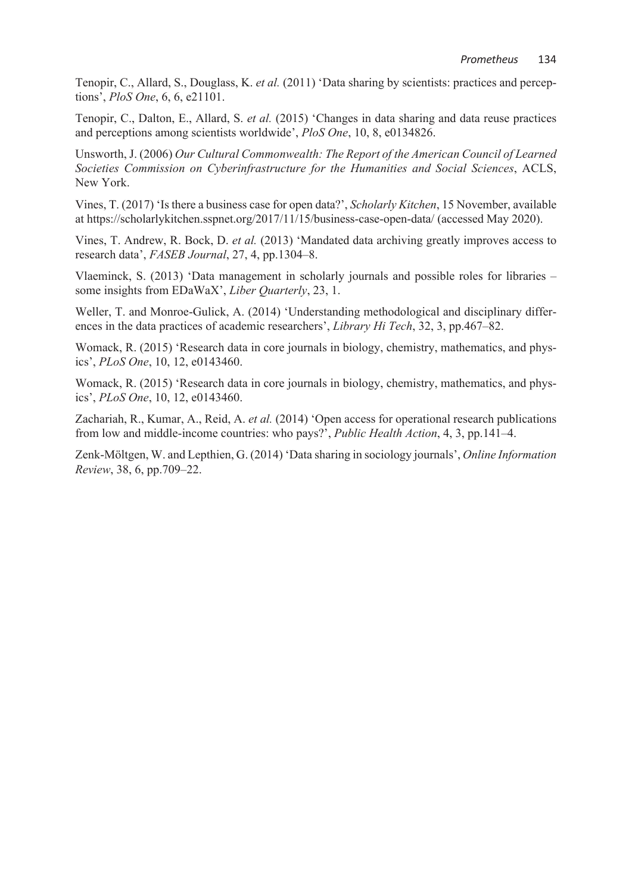Tenopir, C., Allard, S., Douglass, K. *et al.* (2011) 'Data sharing by scientists: practices and perceptions', *PloS One*, 6, 6, e21101.

Tenopir, C., Dalton, E., Allard, S. *et al.* (2015) 'Changes in data sharing and data reuse practices and perceptions among scientists worldwide', *PloS One*, 10, 8, e0134826.

Unsworth, J. (2006) *Our Cultural Commonwealth: The Report of the American Council of Learned Societies Commission on Cyberinfrastructure for the Humanities and Social Sciences*, ACLS, New York.

Vines, T. (2017) 'Is there a business case for open data?', *Scholarly Kitchen*, 15 November, available at https://scholarlykitchen.sspnet.org/2017/11/15/business-case-open-data/ (accessed May 2020).

Vines, T. Andrew, R. Bock, D. *et al.* (2013) 'Mandated data archiving greatly improves access to research data', *FASEB Journal*, 27, 4, pp.1304–8.

Vlaeminck, S. (2013) 'Data management in scholarly journals and possible roles for libraries – some insights from EDaWaX', *Liber Quarterly*, 23, 1.

Weller, T. and Monroe-Gulick, A. (2014) 'Understanding methodological and disciplinary differences in the data practices of academic researchers', *Library Hi Tech*, 32, 3, pp.467–82.

Womack, R. (2015) 'Research data in core journals in biology, chemistry, mathematics, and physics', *PLoS One*, 10, 12, e0143460.

Womack, R. (2015) 'Research data in core journals in biology, chemistry, mathematics, and physics', *PLoS One*, 10, 12, e0143460.

Zachariah, R., Kumar, A., Reid, A. *et al.* (2014) 'Open access for operational research publications from low and middle-income countries: who pays?', *Public Health Action*, 4, 3, pp.141–4.

Zenk-Möltgen, W. and Lepthien, G. (2014) 'Data sharing in sociology journals', *Online Information Review*, 38, 6, pp.709–22.